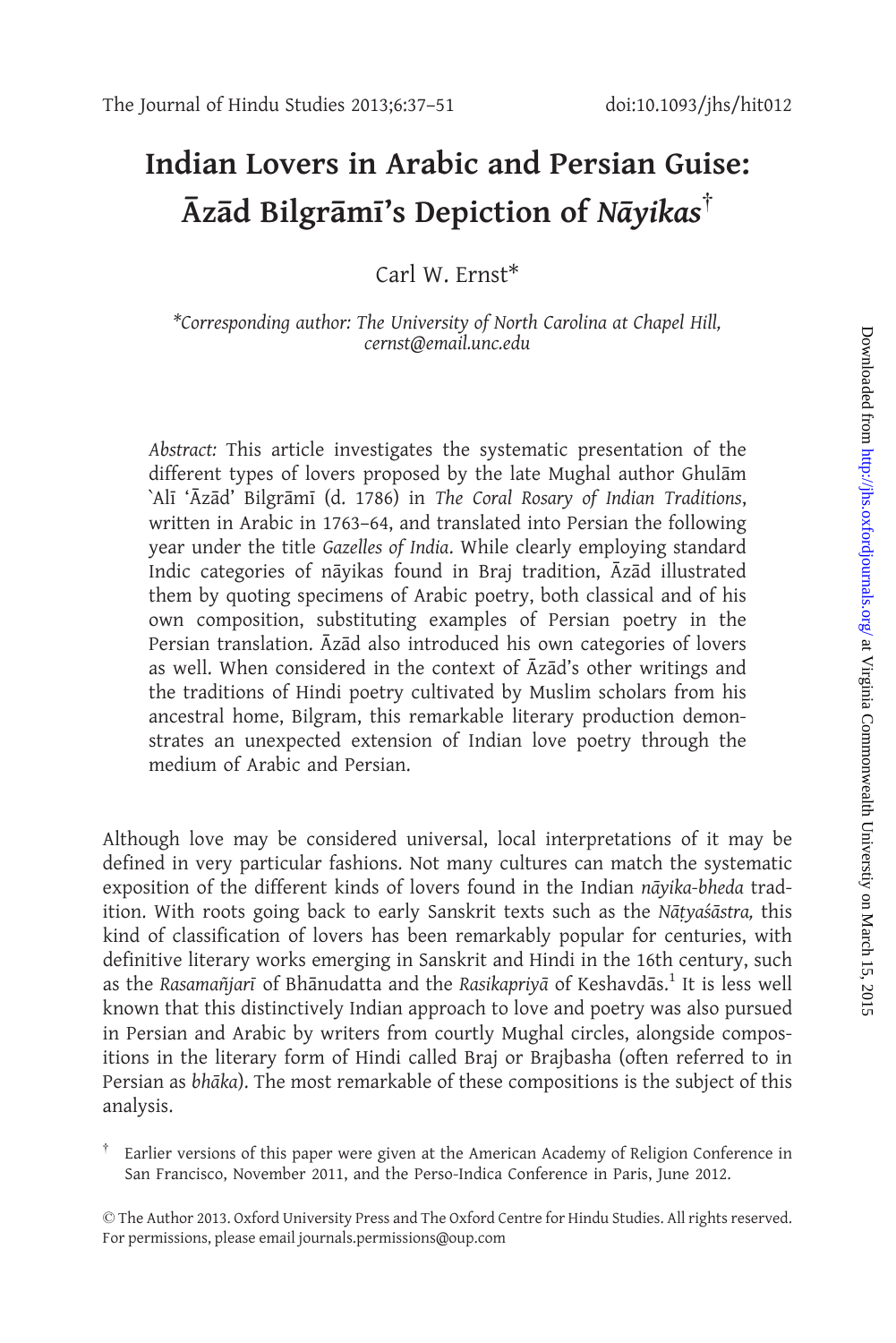# Indian Lovers in Arabic and Persian Guise: Āzād Bilgrāmī's Depiction of *Nāyikas*[†]

Carl W. Ernst*

*\*Corresponding author: The University of North Carolina at Chapel Hill, cernst@email.unc.edu*

*Abstract:* This article investigates the systematic presentation of the different types of lovers proposed by the late Mughal author Ghulām `Alī 'Āzād' Bilgrāmī (d. 1786) in *The Coral Rosary of Indian Traditions*, written in Arabic in 1763–64, and translated into Persian the following year under the title *Gazelles of India*. While clearly employing standard Indic categories of nāyikas found in Braj tradition, Āzād illustrated them by quoting specimens of Arabic poetry, both classical and of his own composition, substituting examples of Persian poetry in the Persian translation. Āzād also introduced his own categories of lovers as well. When considered in the context of Āzād's other writings and the traditions of Hindi poetry cultivated by Muslim scholars from his ancestral home, Bilgram, this remarkable literary production demonstrates an unexpected extension of Indian love poetry through the medium of Arabic and Persian.

Although love may be considered universal, local interpretations of it may be defined in very particular fashions. Not many cultures can match the systematic exposition of the different kinds of lovers found in the Indian *nāyika-bheda* tradition. With roots going back to early Sanskrit texts such as the *Nāṭyaśāstra,* this kind of classification of lovers has been remarkably popular for centuries, with definitive literary works emerging in Sanskrit and Hindi in the 16th century, such as the *Rasamañjarī* of Bhānudatta and the *Rasikapriyā* of Keshavdās.[1] It is less well known that this distinctively Indian approach to love and poetry was also pursued in Persian and Arabic by writers from courtly Mughal circles, alongside compositions in the literary form of Hindi called Braj or Brajbasha (often referred to in Persian as *bhāka*). The most remarkable of these compositions is the subject of this analysis.

[†] Earlier versions of this paper were given at the American Academy of Religion Conference in San Francisco, November 2011, and the Perso-Indica Conference in Paris, June 2012.

© The Author 2013. Oxford University Press and The Oxford Centre for Hindu Studies. All rights reserved. For permissions, please email journals.permissions@oup.com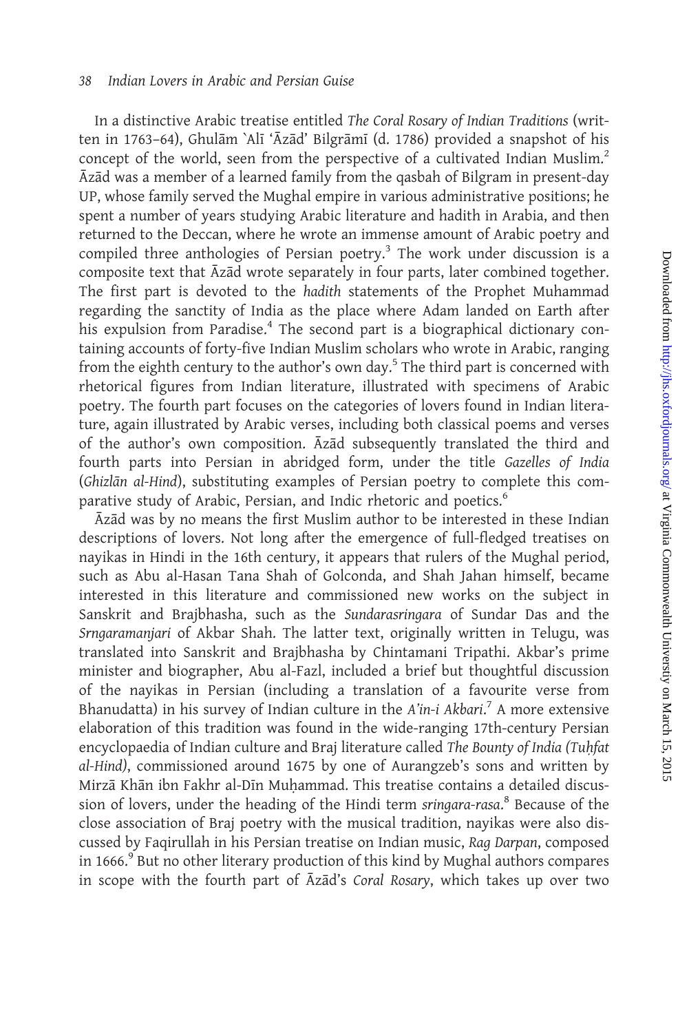In a distinctive Arabic treatise entitled *The Coral Rosary of Indian Traditions* (written in 1763–64), Ghulām `Alī 'Āzād' Bilgrāmī (d. 1786) provided a snapshot of his concept of the world, seen from the perspective of a cultivated Indian Muslim.[2] Āzād was a member of a learned family from the qasbah of Bilgram in present-day UP, whose family served the Mughal empire in various administrative positions; he spent a number of years studying Arabic literature and hadith in Arabia, and then returned to the Deccan, where he wrote an immense amount of Arabic poetry and compiled three anthologies of Persian poetry.[3] The work under discussion is a composite text that Āzād wrote separately in four parts, later combined together. The first part is devoted to the *hadith* statements of the Prophet Muhammad regarding the sanctity of India as the place where Adam landed on Earth after his expulsion from Paradise.[4] The second part is a biographical dictionary containing accounts of forty-five Indian Muslim scholars who wrote in Arabic, ranging from the eighth century to the author's own day.[5] The third part is concerned with rhetorical figures from Indian literature, illustrated with specimens of Arabic poetry. The fourth part focuses on the categories of lovers found in Indian literature, again illustrated by Arabic verses, including both classical poems and verses of the author's own composition. Āzād subsequently translated the third and fourth parts into Persian in abridged form, under the title *Gazelles of India* (*Ghizlān al-Hind*), substituting examples of Persian poetry to complete this comparative study of Arabic, Persian, and Indic rhetoric and poetics.[6]

Āzād was by no means the first Muslim author to be interested in these Indian descriptions of lovers. Not long after the emergence of full-fledged treatises on nayikas in Hindi in the 16th century, it appears that rulers of the Mughal period, such as Abu al-Hasan Tana Shah of Golconda, and Shah Jahan himself, became interested in this literature and commissioned new works on the subject in Sanskrit and Brajbhasha, such as the *Sundarasringara* of Sundar Das and the *Srngaramanjari* of Akbar Shah. The latter text, originally written in Telugu, was translated into Sanskrit and Brajbhasha by Chintamani Tripathi. Akbar's prime minister and biographer, Abu al-Fazl, included a brief but thoughtful discussion of the nayikas in Persian (including a translation of a favourite verse from Bhanudatta) in his survey of Indian culture in the *A'in-i Akbari*.[7] A more extensive elaboration of this tradition was found in the wide-ranging 17th-century Persian encyclopaedia of Indian culture and Braj literature called *The Bounty of India (Tuḥfat al-Hind)*, commissioned around 1675 by one of Aurangzeb's sons and written by Mirzā Khān ibn Fakhr al-Dīn Muḥammad. This treatise contains a detailed discussion of lovers, under the heading of the Hindi term *sringara-rasa*.[8] Because of the close association of Braj poetry with the musical tradition, nayikas were also discussed by Faqirullah in his Persian treatise on Indian music, *Rag Darpan*, composed in 1666.[9] But no other literary production of this kind by Mughal authors compares in scope with the fourth part of Āzād's *Coral Rosary*, which takes up over two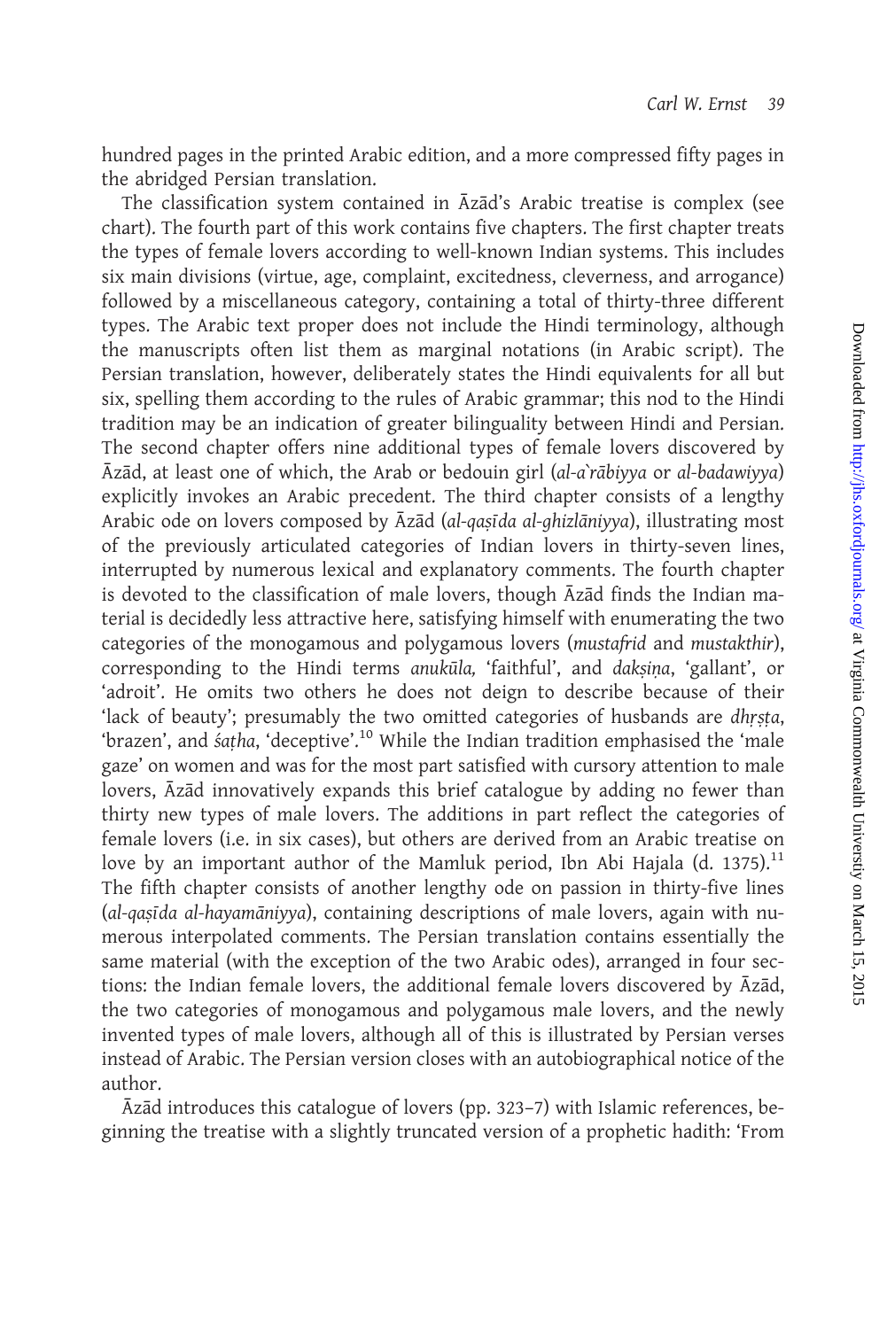hundred pages in the printed Arabic edition, and a more compressed fifty pages in the abridged Persian translation.

The classification system contained in Āzād's Arabic treatise is complex (see chart). The fourth part of this work contains five chapters. The first chapter treats the types of female lovers according to well-known Indian systems. This includes six main divisions (virtue, age, complaint, excitedness, cleverness, and arrogance) followed by a miscellaneous category, containing a total of thirty-three different types. The Arabic text proper does not include the Hindi terminology, although the manuscripts often list them as marginal notations (in Arabic script). The Persian translation, however, deliberately states the Hindi equivalents for all but six, spelling them according to the rules of Arabic grammar; this nod to the Hindi tradition may be an indication of greater bilinguality between Hindi and Persian. The second chapter offers nine additional types of female lovers discovered by Āzād, at least one of which, the Arab or bedouin girl (*al-a`rābiyya* or *al-badawiyya*) explicitly invokes an Arabic precedent. The third chapter consists of a lengthy Arabic ode on lovers composed by Āzād (*al-qaṣīda al-ghizlāniyya*), illustrating most of the previously articulated categories of Indian lovers in thirty-seven lines, interrupted by numerous lexical and explanatory comments. The fourth chapter is devoted to the classification of male lovers, though Āzād finds the Indian material is decidedly less attractive here, satisfying himself with enumerating the two categories of the monogamous and polygamous lovers (*mustafrid* and *mustakthir*), corresponding to the Hindi terms *anukūla,* 'faithful', and *dakṣiṇa*, 'gallant', or 'adroit'. He omits two others he does not deign to describe because of their 'lack of beauty'; presumably the two omitted categories of husbands are *dhṛṣṭa*, 'brazen', and *śaṭha*, 'deceptive'.[10] While the Indian tradition emphasised the 'male gaze' on women and was for the most part satisfied with cursory attention to male lovers, Āzād innovatively expands this brief catalogue by adding no fewer than thirty new types of male lovers. The additions in part reflect the categories of female lovers (i.e. in six cases), but others are derived from an Arabic treatise on love by an important author of the Mamluk period, Ibn Abi Hajala (d. 1375).[11] The fifth chapter consists of another lengthy ode on passion in thirty-five lines (*al-qaṣīda al-hayamāniyya*), containing descriptions of male lovers, again with numerous interpolated comments. The Persian translation contains essentially the same material (with the exception of the two Arabic odes), arranged in four sections: the Indian female lovers, the additional female lovers discovered by Āzād, the two categories of monogamous and polygamous male lovers, and the newly invented types of male lovers, although all of this is illustrated by Persian verses instead of Arabic. The Persian version closes with an autobiographical notice of the author.

Āzād introduces this catalogue of lovers (pp. 323–7) with Islamic references, beginning the treatise with a slightly truncated version of a prophetic hadith: 'From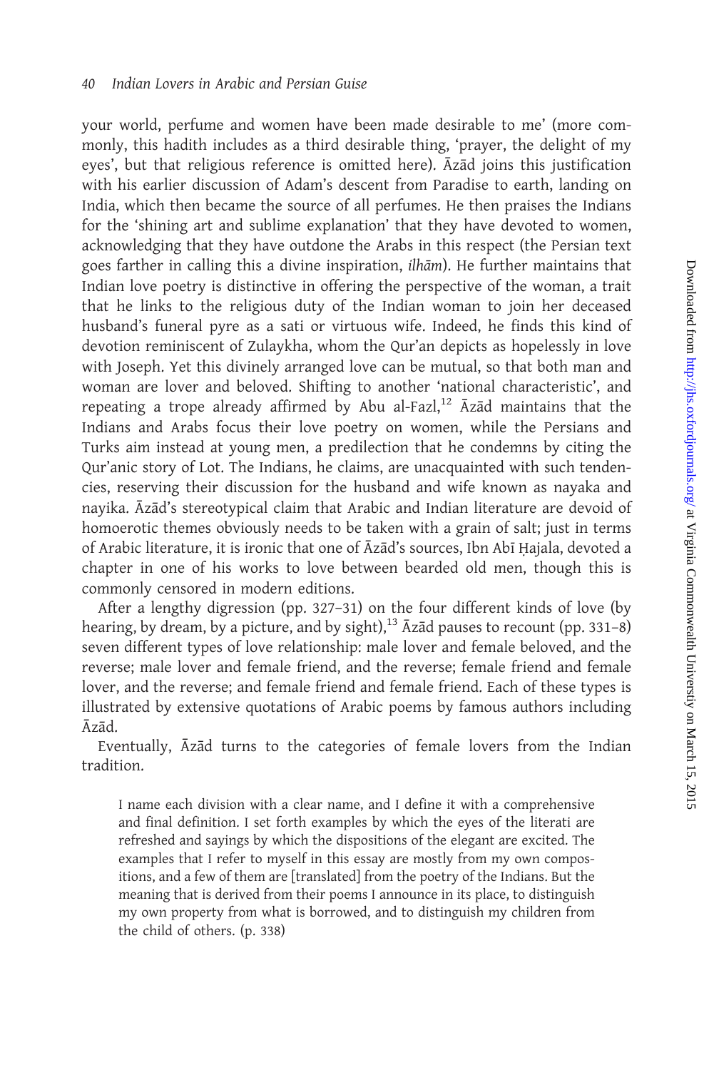your world, perfume and women have been made desirable to me' (more commonly, this hadith includes as a third desirable thing, 'prayer, the delight of my eyes', but that religious reference is omitted here). Āzād joins this justification with his earlier discussion of Adam's descent from Paradise to earth, landing on India, which then became the source of all perfumes. He then praises the Indians for the 'shining art and sublime explanation' that they have devoted to women, acknowledging that they have outdone the Arabs in this respect (the Persian text goes farther in calling this a divine inspiration, *ilhām*). He further maintains that Indian love poetry is distinctive in offering the perspective of the woman, a trait that he links to the religious duty of the Indian woman to join her deceased husband's funeral pyre as a sati or virtuous wife. Indeed, he finds this kind of devotion reminiscent of Zulaykha, whom the Qur'an depicts as hopelessly in love with Joseph. Yet this divinely arranged love can be mutual, so that both man and woman are lover and beloved. Shifting to another 'national characteristic', and repeating a trope already affirmed by Abu al-Fazl,[12] Āzād maintains that the Indians and Arabs focus their love poetry on women, while the Persians and Turks aim instead at young men, a predilection that he condemns by citing the Qur'anic story of Lot. The Indians, he claims, are unacquainted with such tendencies, reserving their discussion for the husband and wife known as nayaka and nayika. Āzād's stereotypical claim that Arabic and Indian literature are devoid of homoerotic themes obviously needs to be taken with a grain of salt; just in terms of Arabic literature, it is ironic that one of Āzād's sources, Ibn Abī Ḥajala, devoted a chapter in one of his works to love between bearded old men, though this is commonly censored in modern editions.

After a lengthy digression (pp. 327–31) on the four different kinds of love (by hearing, by dream, by a picture, and by sight),[13] Āzād pauses to recount (pp. 331–8) seven different types of love relationship: male lover and female beloved, and the reverse; male lover and female friend, and the reverse; female friend and female lover, and the reverse; and female friend and female friend. Each of these types is illustrated by extensive quotations of Arabic poems by famous authors including Āzād.

Eventually, Āzād turns to the categories of female lovers from the Indian tradition.

> I name each division with a clear name, and I define it with a comprehensive and final definition. I set forth examples by which the eyes of the literati are refreshed and sayings by which the dispositions of the elegant are excited. The examples that I refer to myself in this essay are mostly from my own compositions, and a few of them are [translated] from the poetry of the Indians. But the meaning that is derived from their poems I announce in its place, to distinguish my own property from what is borrowed, and to distinguish my children from the child of others. (p. 338)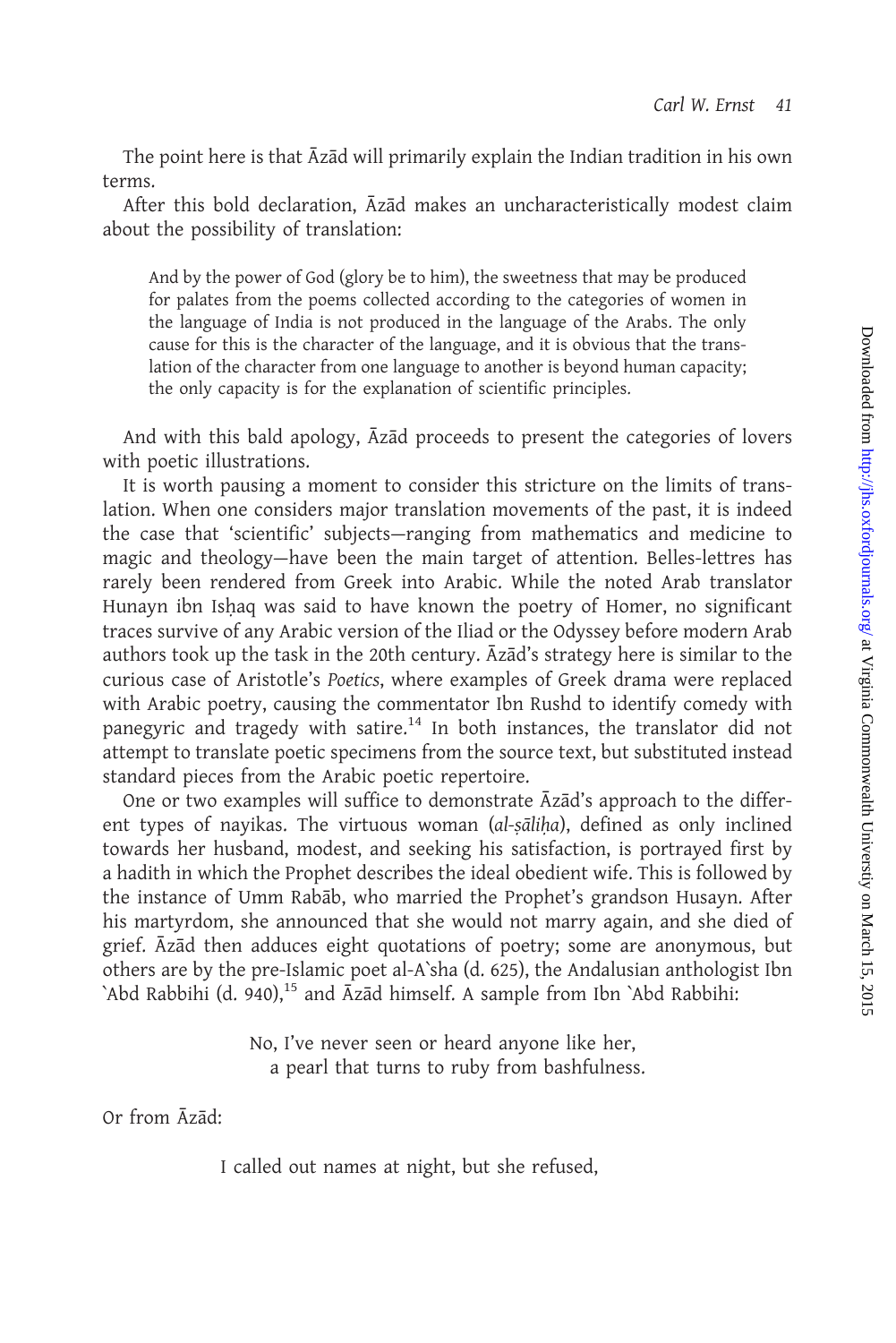The point here is that Āzād will primarily explain the Indian tradition in his own terms.

After this bold declaration, Āzād makes an uncharacteristically modest claim about the possibility of translation:

> And by the power of God (glory be to him), the sweetness that may be produced for palates from the poems collected according to the categories of women in the language of India is not produced in the language of the Arabs. The only cause for this is the character of the language, and it is obvious that the translation of the character from one language to another is beyond human capacity; the only capacity is for the explanation of scientific principles.

And with this bald apology, Āzād proceeds to present the categories of lovers with poetic illustrations.

It is worth pausing a moment to consider this stricture on the limits of translation. When one considers major translation movements of the past, it is indeed the case that 'scientific' subjects—ranging from mathematics and medicine to magic and theology—have been the main target of attention. Belles-lettres has rarely been rendered from Greek into Arabic. While the noted Arab translator Hunayn ibn Isḥaq was said to have known the poetry of Homer, no significant traces survive of any Arabic version of the Iliad or the Odyssey before modern Arab authors took up the task in the 20th century. Āzād's strategy here is similar to the curious case of Aristotle's *Poetics*, where examples of Greek drama were replaced with Arabic poetry, causing the commentator Ibn Rushd to identify comedy with panegyric and tragedy with satire.[14] In both instances, the translator did not attempt to translate poetic specimens from the source text, but substituted instead standard pieces from the Arabic poetic repertoire.

One or two examples will suffice to demonstrate Āzād's approach to the different types of nayikas. The virtuous woman (*al-ṣāliḥa*), defined as only inclined towards her husband, modest, and seeking his satisfaction, is portrayed first by a hadith in which the Prophet describes the ideal obedient wife. This is followed by the instance of Umm Rabāb, who married the Prophet's grandson Husayn. After his martyrdom, she announced that she would not marry again, and she died of grief. Āzād then adduces eight quotations of poetry; some are anonymous, but others are by the pre-Islamic poet al-A`sha (d. 625), the Andalusian anthologist Ibn `Abd Rabbihi (d. 940),[15] and Āzād himself. A sample from Ibn `Abd Rabbihi:

> No, I've never seen or heard anyone like her,
> a pearl that turns to ruby from bashfulness.

Or from Āzād:

> I called out names at night, but she refused,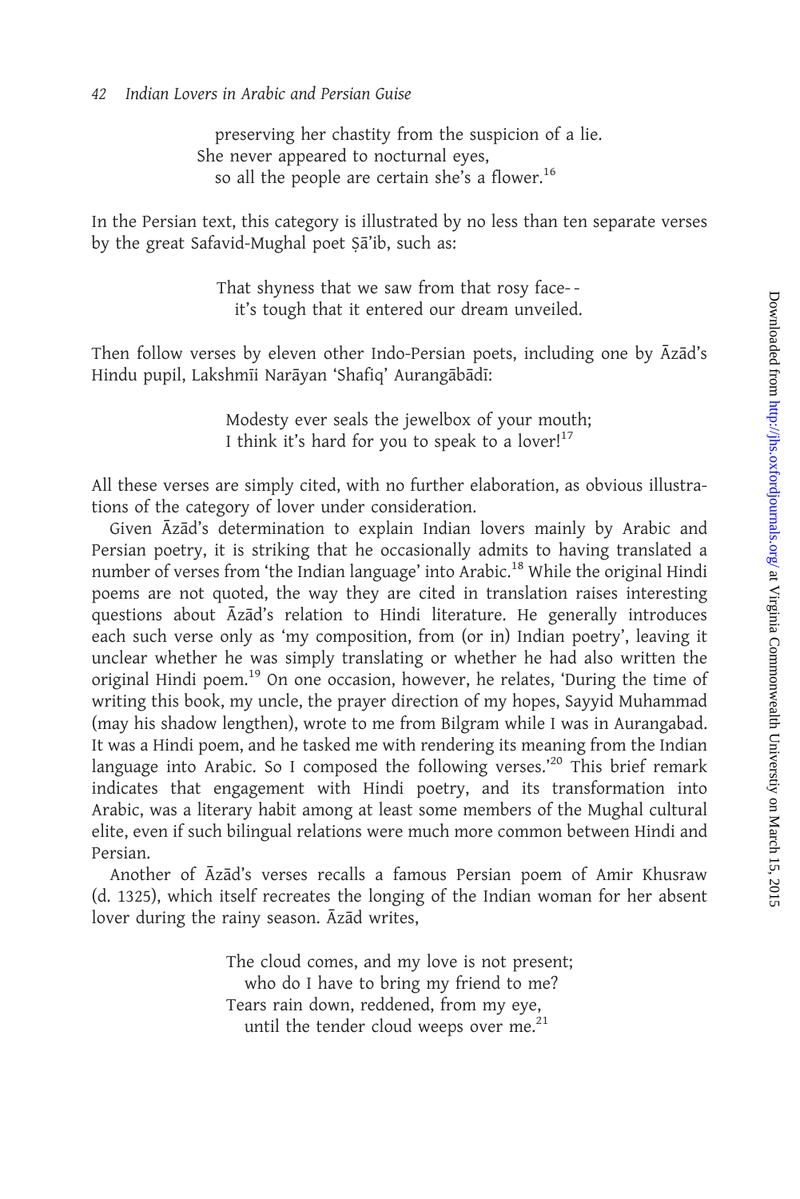preserving her chastity from the suspicion of a lie.
She never appeared to nocturnal eyes,
so all the people are certain she's a flower.[16]

In the Persian text, this category is illustrated by no less than ten separate verses by the great Safavid-Mughal poet Ṣā'ib, such as:

That shyness that we saw from that rosy face--
it's tough that it entered our dream unveiled.

Then follow verses by eleven other Indo-Persian poets, including one by Āzād's Hindu pupil, Lakshmīi Narāyan 'Shafīq' Aurangābādī:

Modesty ever seals the jewelbox of your mouth;
I think it's hard for you to speak to a lover![17]

All these verses are simply cited, with no further elaboration, as obvious illustrations of the category of lover under consideration.

Given Āzād's determination to explain Indian lovers mainly by Arabic and Persian poetry, it is striking that he occasionally admits to having translated a number of verses from 'the Indian language' into Arabic.[18] While the original Hindi poems are not quoted, the way they are cited in translation raises interesting questions about Āzād's relation to Hindi literature. He generally introduces each such verse only as 'my composition, from (or in) Indian poetry', leaving it unclear whether he was simply translating or whether he had also written the original Hindi poem.[19] On one occasion, however, he relates, 'During the time of writing this book, my uncle, the prayer direction of my hopes, Sayyid Muhammad (may his shadow lengthen), wrote to me from Bilgram while I was in Aurangabad. It was a Hindi poem, and he tasked me with rendering its meaning from the Indian language into Arabic. So I composed the following verses.'[20] This brief remark indicates that engagement with Hindi poetry, and its transformation into Arabic, was a literary habit among at least some members of the Mughal cultural elite, even if such bilingual relations were much more common between Hindi and Persian.

Another of Āzād's verses recalls a famous Persian poem of Amir Khusraw (d. 1325), which itself recreates the longing of the Indian woman for her absent lover during the rainy season. Āzād writes,

The cloud comes, and my love is not present;
who do I have to bring my friend to me?
Tears rain down, reddened, from my eye,
until the tender cloud weeps over me.[21]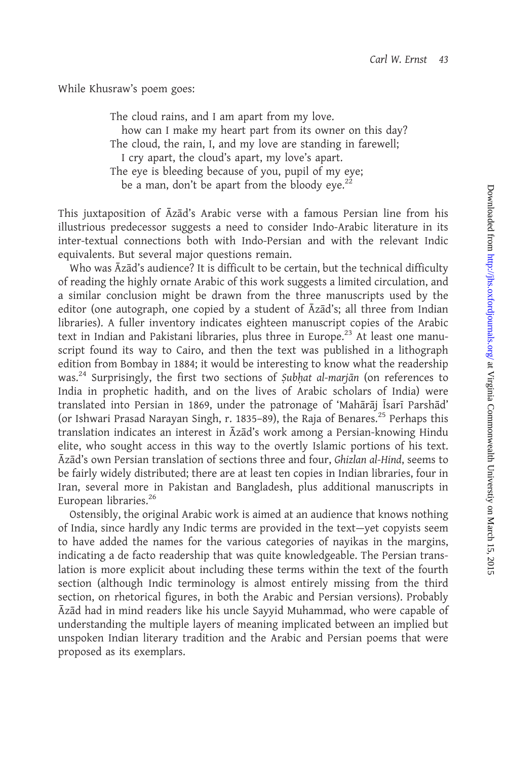While Khusraw's poem goes:

> The cloud rains, and I am apart from my love.
> how can I make my heart part from its owner on this day?
> The cloud, the rain, I, and my love are standing in farewell;
> I cry apart, the cloud's apart, my love's apart.
> The eye is bleeding because of you, pupil of my eye;
> be a man, don't be apart from the bloody eye.[22]

This juxtaposition of Āzād's Arabic verse with a famous Persian line from his illustrious predecessor suggests a need to consider Indo-Arabic literature in its inter-textual connections both with Indo-Persian and with the relevant Indic equivalents. But several major questions remain.

Who was Āzād's audience? It is difficult to be certain, but the technical difficulty of reading the highly ornate Arabic of this work suggests a limited circulation, and a similar conclusion might be drawn from the three manuscripts used by the editor (one autograph, one copied by a student of Āzād's; all three from Indian libraries). A fuller inventory indicates eighteen manuscript copies of the Arabic text in Indian and Pakistani libraries, plus three in Europe.[23] At least one manuscript found its way to Cairo, and then the text was published in a lithograph edition from Bombay in 1884; it would be interesting to know what the readership was.[24] Surprisingly, the first two sections of *Ṣubḥat al-marjān* (on references to India in prophetic hadith, and on the lives of Arabic scholars of India) were translated into Persian in 1869, under the patronage of 'Mahārāj Īsarī Parshād' (or Ishwari Prasad Narayan Singh, r. 1835–89), the Raja of Benares.[25] Perhaps this translation indicates an interest in Āzād's work among a Persian-knowing Hindu elite, who sought access in this way to the overtly Islamic portions of his text. Āzād's own Persian translation of sections three and four, *Ghizlan al-Hind*, seems to be fairly widely distributed; there are at least ten copies in Indian libraries, four in Iran, several more in Pakistan and Bangladesh, plus additional manuscripts in European libraries.[26]

Ostensibly, the original Arabic work is aimed at an audience that knows nothing of India, since hardly any Indic terms are provided in the text—yet copyists seem to have added the names for the various categories of nayikas in the margins, indicating a de facto readership that was quite knowledgeable. The Persian translation is more explicit about including these terms within the text of the fourth section (although Indic terminology is almost entirely missing from the third section, on rhetorical figures, in both the Arabic and Persian versions). Probably Āzād had in mind readers like his uncle Sayyid Muhammad, who were capable of understanding the multiple layers of meaning implicated between an implied but unspoken Indian literary tradition and the Arabic and Persian poems that were proposed as its exemplars.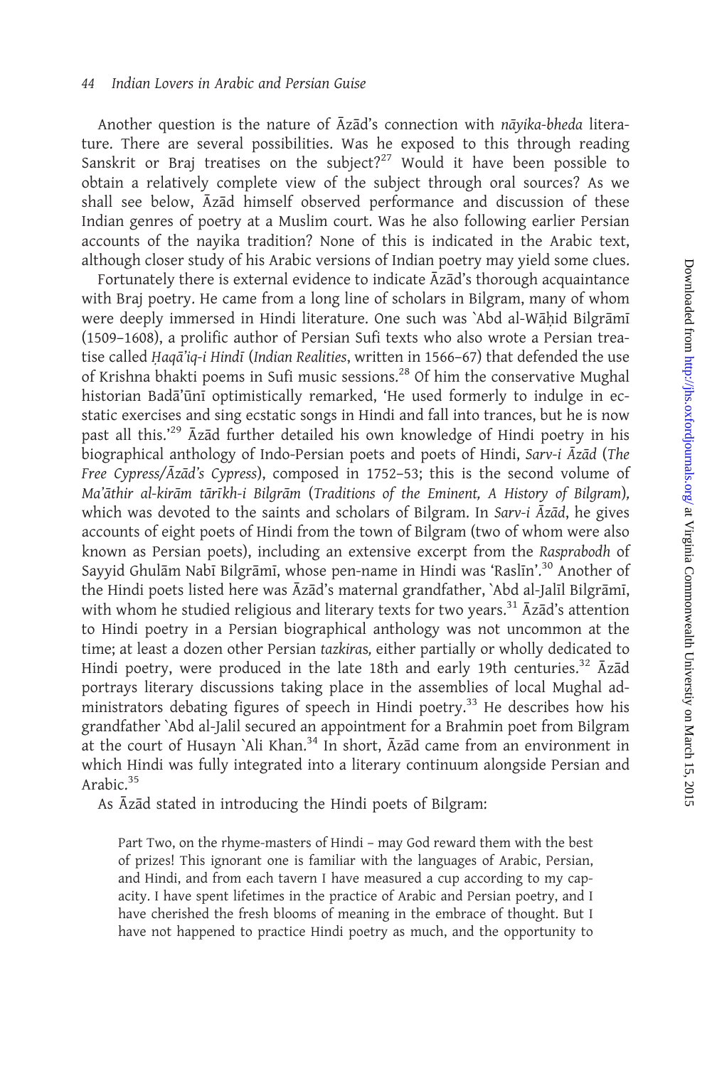Another question is the nature of Āzād's connection with *nāyika-bheda* literature. There are several possibilities. Was he exposed to this through reading Sanskrit or Braj treatises on the subject?[27] Would it have been possible to obtain a relatively complete view of the subject through oral sources? As we shall see below, Āzād himself observed performance and discussion of these Indian genres of poetry at a Muslim court. Was he also following earlier Persian accounts of the nayika tradition? None of this is indicated in the Arabic text, although closer study of his Arabic versions of Indian poetry may yield some clues.

Fortunately there is external evidence to indicate Āzād's thorough acquaintance with Braj poetry. He came from a long line of scholars in Bilgram, many of whom were deeply immersed in Hindi literature. One such was `Abd al-Wāḥid Bilgrāmī (1509–1608), a prolific author of Persian Sufi texts who also wrote a Persian treatise called *Ḥaqā'iq-i Hindī* (*Indian Realities*, written in 1566–67) that defended the use of Krishna bhakti poems in Sufi music sessions.[28] Of him the conservative Mughal historian Badā'ūnī optimistically remarked, 'He used formerly to indulge in ecstatic exercises and sing ecstatic songs in Hindi and fall into trances, but he is now past all this.'[29] Āzād further detailed his own knowledge of Hindi poetry in his biographical anthology of Indo-Persian poets and poets of Hindi, *Sarv-i Āzād* (*The Free Cypress/Āzād's Cypress*), composed in 1752–53; this is the second volume of *Ma'āthir al-kirām tārīkh-i Bilgrām* (*Traditions of the Eminent, A History of Bilgram*), which was devoted to the saints and scholars of Bilgram. In *Sarv-i Āzād*, he gives accounts of eight poets of Hindi from the town of Bilgram (two of whom were also known as Persian poets), including an extensive excerpt from the *Rasprabodh* of Sayyid Ghulām Nabī Bilgrāmī, whose pen-name in Hindi was 'Raslīn'.[30] Another of the Hindi poets listed here was Āzād's maternal grandfather, `Abd al-Jalīl Bilgrāmī, with whom he studied religious and literary texts for two years.[31] Āzād's attention to Hindi poetry in a Persian biographical anthology was not uncommon at the time; at least a dozen other Persian *tazkiras,* either partially or wholly dedicated to Hindi poetry, were produced in the late 18th and early 19th centuries.[32] Āzād portrays literary discussions taking place in the assemblies of local Mughal administrators debating figures of speech in Hindi poetry.[33] He describes how his grandfather `Abd al-Jalil secured an appointment for a Brahmin poet from Bilgram at the court of Husayn `Ali Khan.[34] In short, Āzād came from an environment in which Hindi was fully integrated into a literary continuum alongside Persian and Arabic.[35]

As Āzād stated in introducing the Hindi poets of Bilgram:

> Part Two, on the rhyme-masters of Hindi – may God reward them with the best of prizes! This ignorant one is familiar with the languages of Arabic, Persian, and Hindi, and from each tavern I have measured a cup according to my capacity. I have spent lifetimes in the practice of Arabic and Persian poetry, and I have cherished the fresh blooms of meaning in the embrace of thought. But I have not happened to practice Hindi poetry as much, and the opportunity to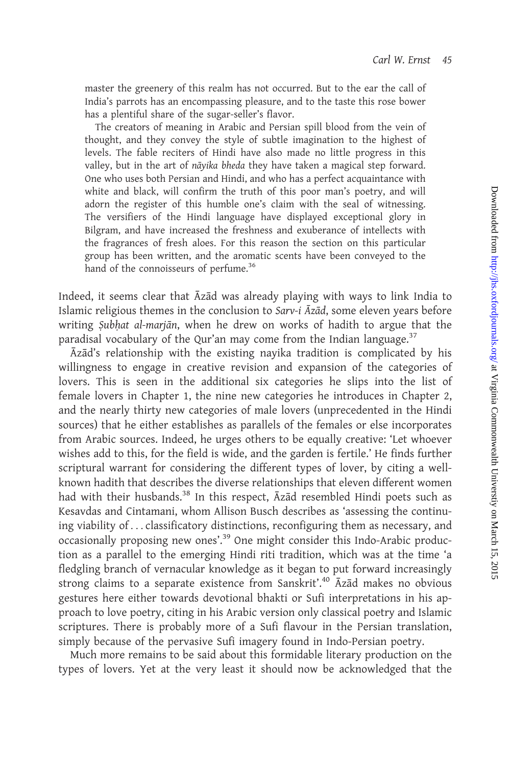master the greenery of this realm has not occurred. But to the ear the call of India's parrots has an encompassing pleasure, and to the taste this rose bower has a plentiful share of the sugar-seller's flavor.

> The creators of meaning in Arabic and Persian spill blood from the vein of thought, and they convey the style of subtle imagination to the highest of levels. The fable reciters of Hindi have also made no little progress in this valley, but in the art of *nāyika bheda* they have taken a magical step forward. One who uses both Persian and Hindi, and who has a perfect acquaintance with white and black, will confirm the truth of this poor man's poetry, and will adorn the register of this humble one's claim with the seal of witnessing. The versifiers of the Hindi language have displayed exceptional glory in Bilgram, and have increased the freshness and exuberance of intellects with the fragrances of fresh aloes. For this reason the section on this particular group has been written, and the aromatic scents have been conveyed to the hand of the connoisseurs of perfume.[36]

Indeed, it seems clear that Āzād was already playing with ways to link India to Islamic religious themes in the conclusion to *Sarv-i Āzād*, some eleven years before writing *Ṣubḥat al-marjān*, when he drew on works of hadith to argue that the paradisal vocabulary of the Qur'an may come from the Indian language.[37]

Āzād's relationship with the existing nayika tradition is complicated by his willingness to engage in creative revision and expansion of the categories of lovers. This is seen in the additional six categories he slips into the list of female lovers in Chapter 1, the nine new categories he introduces in Chapter 2, and the nearly thirty new categories of male lovers (unprecedented in the Hindi sources) that he either establishes as parallels of the females or else incorporates from Arabic sources. Indeed, he urges others to be equally creative: 'Let whoever wishes add to this, for the field is wide, and the garden is fertile.' He finds further scriptural warrant for considering the different types of lover, by citing a well-known hadith that describes the diverse relationships that eleven different women had with their husbands.[38] In this respect, Āzād resembled Hindi poets such as Kesavdas and Cintamani, whom Allison Busch describes as 'assessing the continuing viability of . . . classificatory distinctions, reconfiguring them as necessary, and occasionally proposing new ones'.[39] One might consider this Indo-Arabic production as a parallel to the emerging Hindi riti tradition, which was at the time 'a fledgling branch of vernacular knowledge as it began to put forward increasingly strong claims to a separate existence from Sanskrit'.[40] Āzād makes no obvious gestures here either towards devotional bhakti or Sufi interpretations in his approach to love poetry, citing in his Arabic version only classical poetry and Islamic scriptures. There is probably more of a Sufi flavour in the Persian translation, simply because of the pervasive Sufi imagery found in Indo-Persian poetry.

Much more remains to be said about this formidable literary production on the types of lovers. Yet at the very least it should now be acknowledged that the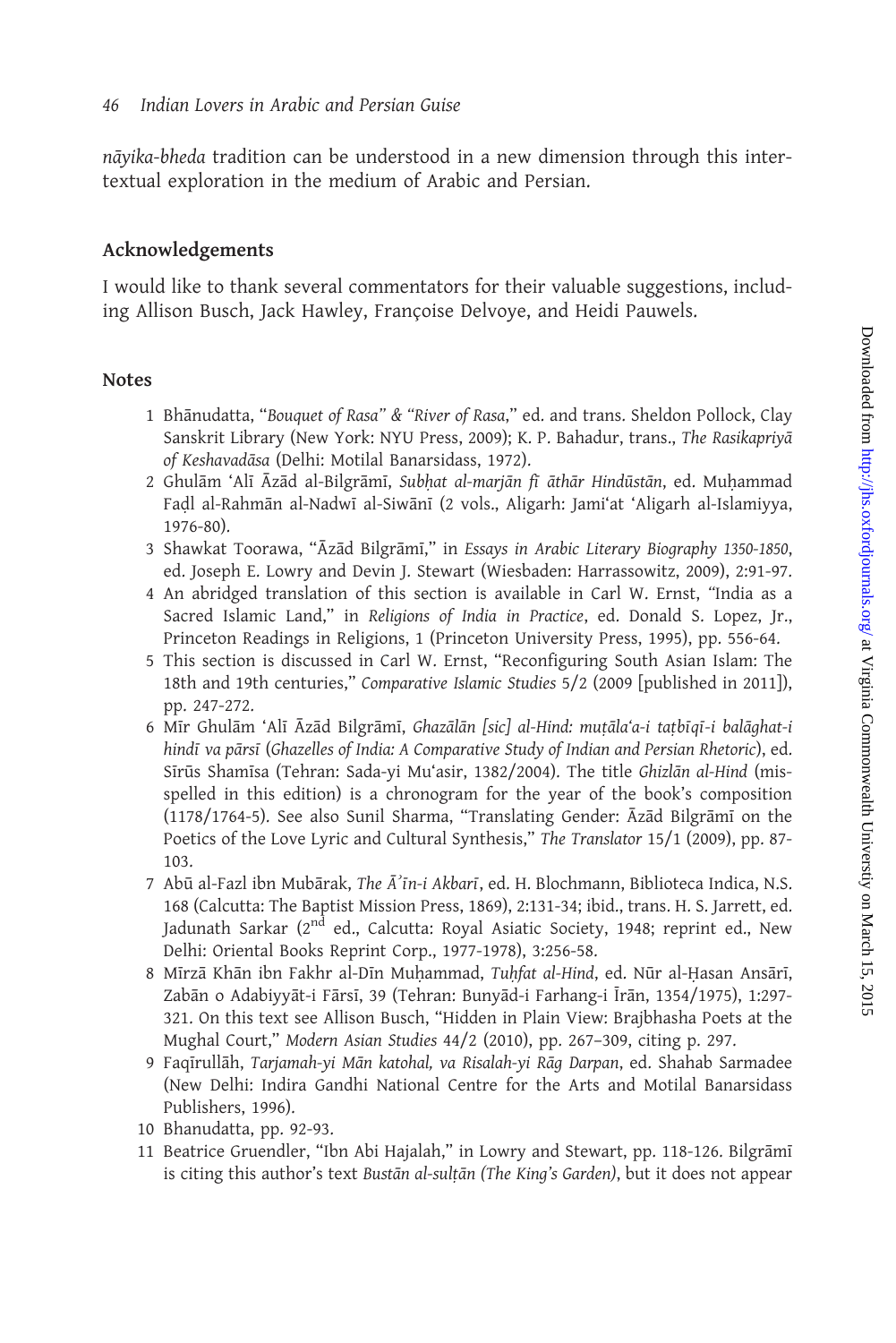*nāyika-bheda* tradition can be understood in a new dimension through this intertextual exploration in the medium of Arabic and Persian.

## Acknowledgements

I would like to thank several commentators for their valuable suggestions, including Allison Busch, Jack Hawley, Françoise Delvoye, and Heidi Pauwels.

## Notes

1 Bhānudatta, "*Bouquet of Rasa" & "River of Rasa*," ed. and trans. Sheldon Pollock, Clay Sanskrit Library (New York: NYU Press, 2009); K. P. Bahadur, trans., *The Rasikapriyā of Keshavadāsa* (Delhi: Motilal Banarsidass, 1972).

2 Ghulām ʿAlī Āzād al-Bilgrāmī, *Subḥat al-marjān fī āthār Hindūstān*, ed. Muḥammad Faḍl al-Rahmān al-Nadwī al-Siwānī (2 vols., Aligarh: Jamiʿat ʿAligarh al-Islamiyya, 1976-80).

3 Shawkat Toorawa, "Āzād Bilgrāmī," in *Essays in Arabic Literary Biography 1350-1850*, ed. Joseph E. Lowry and Devin J. Stewart (Wiesbaden: Harrassowitz, 2009), 2:91-97.

4 An abridged translation of this section is available in Carl W. Ernst, "India as a Sacred Islamic Land," in *Religions of India in Practice*, ed. Donald S. Lopez, Jr., Princeton Readings in Religions, 1 (Princeton University Press, 1995), pp. 556-64.

5 This section is discussed in Carl W. Ernst, "Reconfiguring South Asian Islam: The 18th and 19th centuries," *Comparative Islamic Studies* 5/2 (2009 [published in 2011]), pp. 247-272.

6 Mīr Ghulām ʿAlī Āzād Bilgrāmī, *Ghazālān [sic] al-Hind: muṭālaʿa-i taṭbīqī-i balāghat-i hindī va pārsī* (*Ghazelles of India: A Comparative Study of Indian and Persian Rhetoric*), ed. Sīrūs Shamīsa (Tehran: Sada-yi Muʿasir, 1382/2004). The title *Ghizlān al-Hind* (misspelled in this edition) is a chronogram for the year of the book's composition (1178/1764-5). See also Sunil Sharma, "Translating Gender: Āzād Bilgrāmī on the Poetics of the Love Lyric and Cultural Synthesis," *The Translator* 15/1 (2009), pp. 87-103.

7 Abū al-Fazl ibn Mubārak, *The Āʾīn-i Akbarī*, ed. H. Blochmann, Biblioteca Indica, N.S. 168 (Calcutta: The Baptist Mission Press, 1869), 2:131-34; ibid., trans. H. S. Jarrett, ed. Jadunath Sarkar (2nd ed., Calcutta: Royal Asiatic Society, 1948; reprint ed., New Delhi: Oriental Books Reprint Corp., 1977-1978), 3:256-58.

8 Mīrzā Khān ibn Fakhr al-Dīn Muḥammad, *Tuḥfat al-Hind*, ed. Nūr al-Ḥasan Ansārī, Zabān o Adabiyyāt-i Fārsī, 39 (Tehran: Bunyād-i Farhang-i Īrān, 1354/1975), 1:297-321. On this text see Allison Busch, "Hidden in Plain View: Brajbhasha Poets at the Mughal Court," *Modern Asian Studies* 44/2 (2010), pp. 267–309, citing p. 297.

9 Faqīrullāh, *Tarjamah-yi Mān katohal, va Risalah-yi Rāg Darpan*, ed. Shahab Sarmadee (New Delhi: Indira Gandhi National Centre for the Arts and Motilal Banarsidass Publishers, 1996).

10 Bhanudatta, pp. 92-93.

11 Beatrice Gruendler, "Ibn Abi Hajalah," in Lowry and Stewart, pp. 118-126. Bilgrāmī is citing this author's text *Bustān al-sulṭān (The King's Garden)*, but it does not appear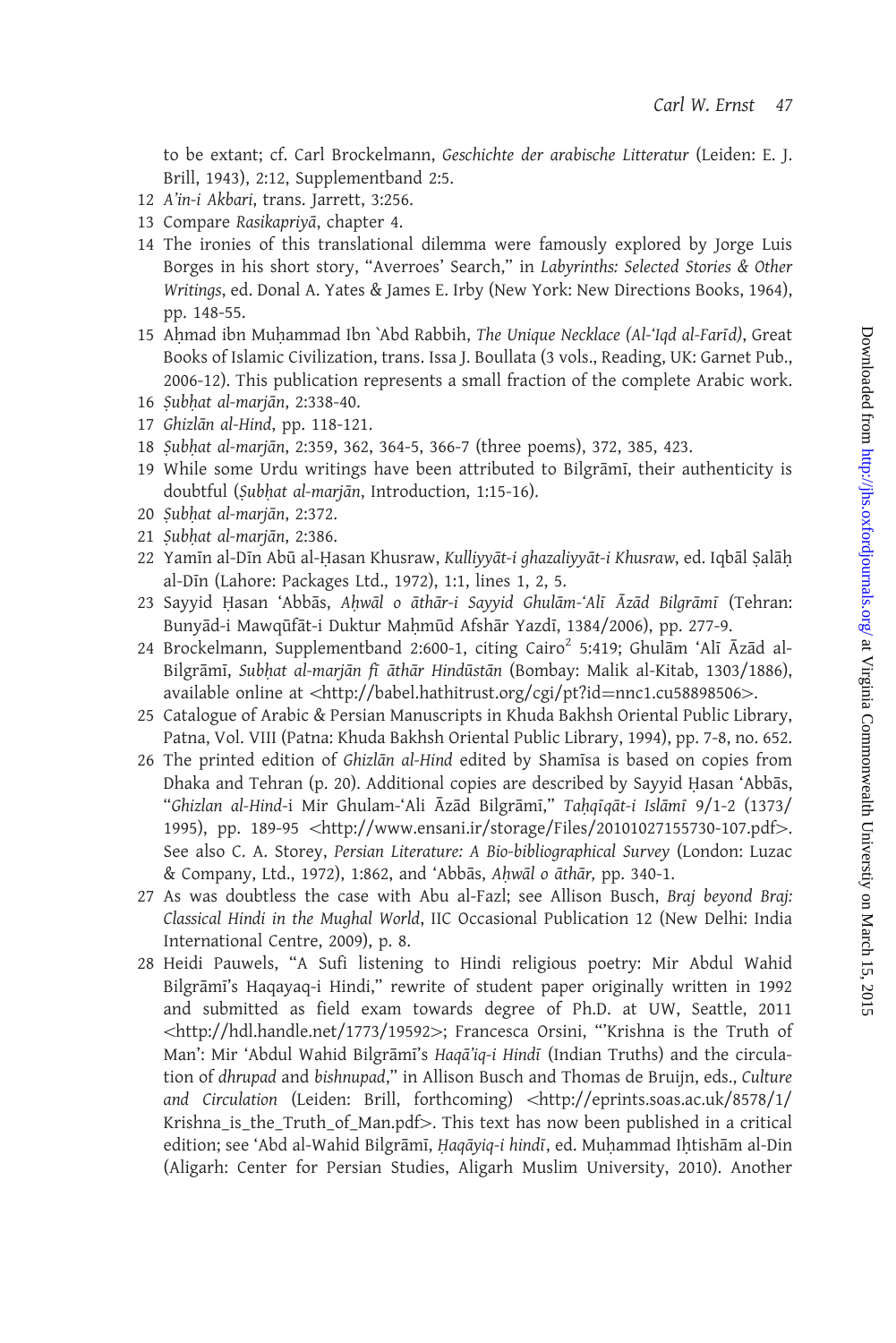to be extant; cf. Carl Brockelmann, *Geschichte der arabische Litteratur* (Leiden: E. J. Brill, 1943), 2:12, Supplementband 2:5.

12 *A'in-i Akbari*, trans. Jarrett, 3:256.

13 Compare *Rasikapriyā*, chapter 4.

14 The ironies of this translational dilemma were famously explored by Jorge Luis Borges in his short story, "Averroes' Search," in *Labyrinths: Selected Stories & Other Writings*, ed. Donal A. Yates & James E. Irby (New York: New Directions Books, 1964), pp. 148-55.

15 Aḥmad ibn Muḥammad Ibn `Abd Rabbih, *The Unique Necklace (Al-'Iqd al-Farīd)*, Great Books of Islamic Civilization, trans. Issa J. Boullata (3 vols., Reading, UK: Garnet Pub., 2006-12). This publication represents a small fraction of the complete Arabic work.

16 *Ṣubḥat al-marjān*, 2:338-40.

17 *Ghizlān al-Hind*, pp. 118-121.

18 *Ṣubḥat al-marjān*, 2:359, 362, 364-5, 366-7 (three poems), 372, 385, 423.

19 While some Urdu writings have been attributed to Bilgrāmī, their authenticity is doubtful (*Ṣubḥat al-marjān*, Introduction, 1:15-16).

20 *Ṣubḥat al-marjān*, 2:372.

21 *Ṣubḥat al-marjān*, 2:386.

22 Yamīn al-Dīn Abū al-Ḥasan Khusraw, *Kulliyyāt-i ghazaliyyāt-i Khusraw*, ed. Iqbāl Ṣalāḥ al-Dīn (Lahore: Packages Ltd., 1972), 1:1, lines 1, 2, 5.

23 Sayyid Ḥasan 'Abbās, *Aḥwāl o āthār-i Sayyid Ghulām-'Alī Āzād Bilgrāmī* (Tehran: Bunyād-i Mawqūfāt-i Duktur Maḥmūd Afshār Yazdī, 1384/2006), pp. 277-9.

24 Brockelmann, Supplementband 2:600-1, citing Cairo[2] 5:419; Ghulām 'Alī Āzād al-Bilgrāmī, *Subḥat al-marjān fī āthār Hindūstān* (Bombay: Malik al-Kitab, 1303/1886), available online at <http://babel.hathitrust.org/cgi/pt?id=nnc1.cu58898506>.

25 Catalogue of Arabic & Persian Manuscripts in Khuda Bakhsh Oriental Public Library, Patna, Vol. VIII (Patna: Khuda Bakhsh Oriental Public Library, 1994), pp. 7-8, no. 652.

26 The printed edition of *Ghizlān al-Hind* edited by Shamīsa is based on copies from Dhaka and Tehran (p. 20). Additional copies are described by Sayyid Ḥasan 'Abbās, "*Ghizlan al-Hind*-i Mir Ghulam-'Ali Āzād Bilgrāmī," *Taḥqīqāt-i Islāmī* 9/1-2 (1373/1995), pp. 189-95 <http://www.ensani.ir/storage/Files/20101027155730-107.pdf>. See also C. A. Storey, *Persian Literature: A Bio-bibliographical Survey* (London: Luzac & Company, Ltd., 1972), 1:862, and 'Abbās, *Aḥwāl o āthār,* pp. 340-1.

27 As was doubtless the case with Abu al-Fazl; see Allison Busch, *Braj beyond Braj: Classical Hindi in the Mughal World*, IIC Occasional Publication 12 (New Delhi: India International Centre, 2009), p. 8.

28 Heidi Pauwels, "A Sufi listening to Hindi religious poetry: Mir Abdul Wahid Bilgrāmī's Haqayaq-i Hindi," rewrite of student paper originally written in 1992 and submitted as field exam towards degree of Ph.D. at UW, Seattle, 2011 <http://hdl.handle.net/1773/19592>; Francesca Orsini, "'Krishna is the Truth of Man': Mir 'Abdul Wahid Bilgrāmī's *Haqā'iq-i Hindī* (Indian Truths) and the circulation of *dhrupad* and *bishnupad*," in Allison Busch and Thomas de Bruijn, eds., *Culture and Circulation* (Leiden: Brill, forthcoming) <http://eprints.soas.ac.uk/8578/1/Krishna_is_the_Truth_of_Man.pdf>. This text has now been published in a critical edition; see 'Abd al-Wahid Bilgrāmī, *Ḥaqāyiq-i hindī*, ed. Muḥammad Iḥtishām al-Din (Aligarh: Center for Persian Studies, Aligarh Muslim University, 2010). Another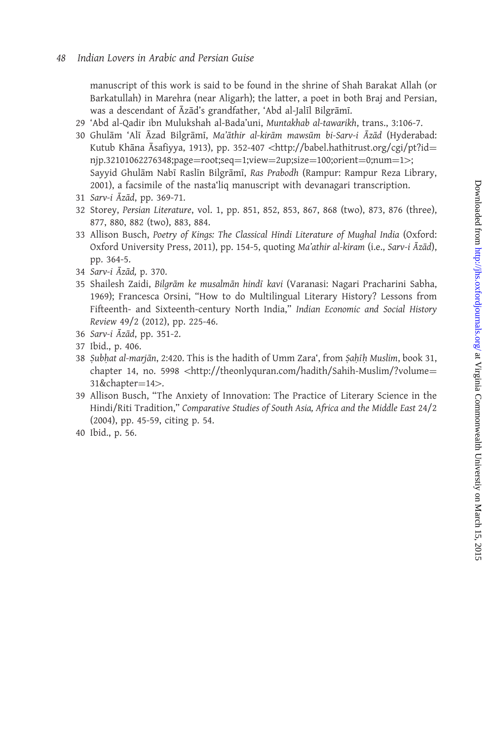manuscript of this work is said to be found in the shrine of Shah Barakat Allah (or Barkatullah) in Marehra (near Aligarh); the latter, a poet in both Braj and Persian, was a descendant of Āzād's grandfather, ʻAbd al-Jalīl Bilgrāmī.

29 ʻAbd al-Qadir ibn Mulukshah al-Bada'uni, *Muntakhab al-tawarikh*, trans., 3:106-7.

30 Ghulām ʻAlī Āzad Bilgrāmī, *Ma'āthir al-kirām mawsūm bi-Sarv-i Āzād* (Hyderabad: Kutub Khāna Āsafiyya, 1913), pp. 352-407 <http://babel.hathitrust.org/cgi/pt?id=njp.32101062276348;page=root;seq=1;view=2up;size=100;orient=0;num=1>; Sayyid Ghulām Nabī Raslīn Bilgrāmī, *Ras Prabodh* (Rampur: Rampur Reza Library, 2001), a facsimile of the nastaʻliq manuscript with devanagari transcription.

31 *Sarv-i Āzād*, pp. 369-71.

32 Storey, *Persian Literature*, vol. 1, pp. 851, 852, 853, 867, 868 (two), 873, 876 (three), 877, 880, 882 (two), 883, 884.

33 Allison Busch, *Poetry of Kings: The Classical Hindi Literature of Mughal India* (Oxford: Oxford University Press, 2011), pp. 154-5, quoting *Ma'athir al-kiram* (i.e., *Sarv-i Āzād*), pp. 364-5.

34 *Sarv-i Āzād,* p. 370.

35 Shailesh Zaidi, *Bilgrām ke musalmān hindī kavi* (Varanasi: Nagari Pracharini Sabha, 1969); Francesca Orsini, "How to do Multilingual Literary History? Lessons from Fifteenth- and Sixteenth-century North India," *Indian Economic and Social History Review* 49/2 (2012), pp. 225-46.

36 *Sarv-i Āzād*, pp. 351-2.

37 Ibid., p. 406.

38 *Ṣubḥat al-marjān*, 2:420. This is the hadith of Umm Zaraʻ, from *Ṣaḥīḥ Muslim*, book 31, chapter 14, no. 5998 <http://theonlyquran.com/hadith/Sahih-Muslim/?volume=31&chapter=14>.

39 Allison Busch, "The Anxiety of Innovation: The Practice of Literary Science in the Hindi/Riti Tradition," *Comparative Studies of South Asia, Africa and the Middle East* 24/2 (2004), pp. 45-59, citing p. 54.

40 Ibid., p. 56.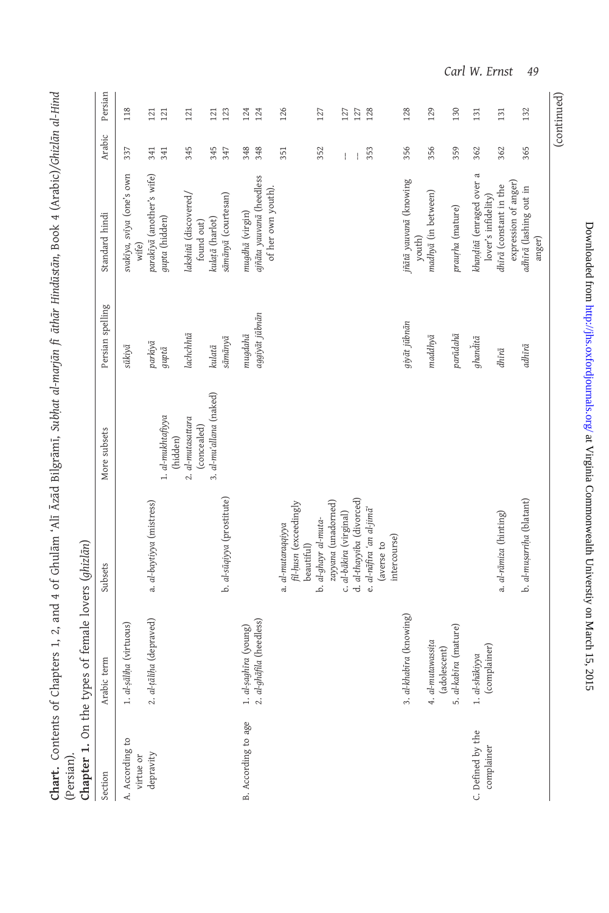**Chart.** Contents of Chapters 1, 2, and 4 of Ghulām ʿAlī Āzād Bilgrāmī, *Subḥat al-marjān fī āthār Hindūstān*, Book 4 (Arabic)/*Ghizlān al-Hind* (Persian).

**Chapter 1.** On the types of female lovers (*ghizlān*)

| Section | Arabic term | Subsets | More subsets | Persian spelling | Standard hindi | Arabic | Persian |
|---|---|---|---|---|---|---|---|
| A. According to virtue or depravity | 1. *al-ṣāliḥa* (virtuous) | | | *sūkiyā* | *svakīya, svīya* (one's own wife) | 337 | 118 |
| | 2. *al-ṭāliḥa* (depraved) | a. *al-baytiyya* (mistress) | | *parkīyā* | *parakīyā* (another's wife) | 341 | 121 |
| | | | 1. *al-mukhtafiyya* (hidden) | *guptā* | *guptā* (hidden) | 341 | 121 |
| | | | 2. *al-mutasattara* (concealed) | *lachchhtā* | *lakshitā* (discovered/found out) | 345 | 121 |
| | | | 3. *al-muʿallana* (naked) | *kulaṭā* | *kulaṭā* (harlot) | 345 | 121 |
| | | b. *al-sūqiyya* (prostitute) | | *sāmānyā* | *sāmānyā* (courtesan) | 347 | 123 |
| B. According to age | 1. *al-ṣaghīra* (young) | | | *mugdahā* | *mugdhā* (virgin) | 348 | 124 |
| | 2. *al-ghāfila* (heedless) | | | *aggiyāt jūbnān* | *ajñāta yauvanā* (heedless of her own youth). | 348 | 124 |
| | | a. *al-mutaraqqiyya fil-ḥusn* (exceedingly beautiful) | | | | 351 | 126 |
| | | b. *al-ghayr al-muta-zayyana* (unadorned) | | | | 352 | 127 |
| | | c. *al-bākira* (virginal) | | | | – | 127 |
| | | d. *al-thayyiba* (divorced) | | | | – | 127 |
| | | e. *al-nāfira ʿan al-jimāʿ* (averse to intercourse) | | | | 353 | 128 |
| | 3. *al-khabīra* (knowing) | | | *giyāt jūbnān* | *jñāta yauvanā* (knowing youth) | 356 | 128 |
| | 4. *al-mutawassiṭa* (adolescent) | | | *maddhyā* | *madhyā* (in between) | 356 | 129 |
| | 5. *al-kabīra* (mature) | | | *parūdahā* | *prauṛha* (mature) | 359 | 130 |
| C. Defined by the complainer | 1. *al-shākiyya* (complainer) | | | *ghanḍitā* | *khaṇḍitā* (enraged over a lover's infidelity) | 362 | 131 |
| | | a. *al-rāmiza* (hinting) | | *dhīrā* | *dhīrā* (constant in the expression of anger) | 362 | 131 |
| | | b. *al-muṣarriḥa* (blatant) | | *adhīrā* | *adhīrā* (lashing out in anger) | 365 | 132 |

(continued)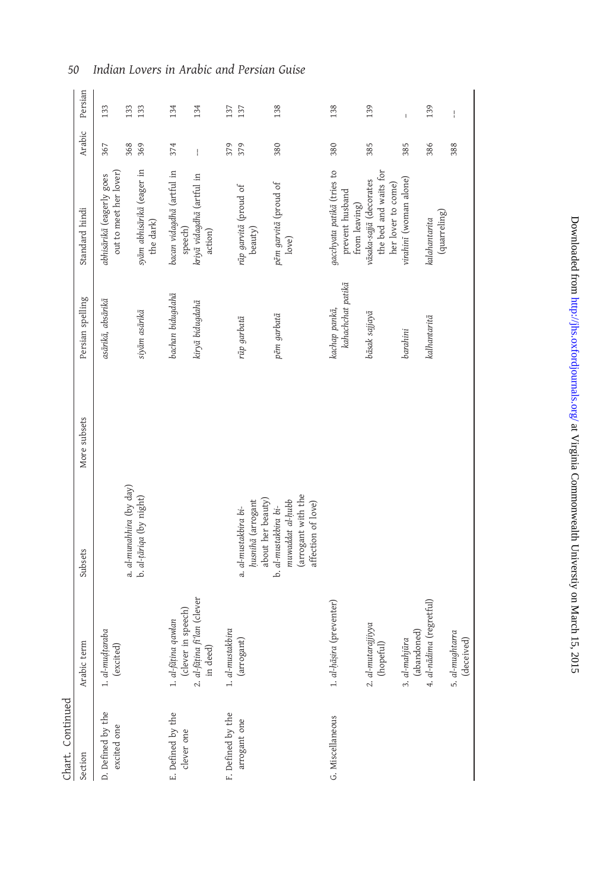Chart. Continued

| Section | Arabic term | Subsets | More subsets | Persian spelling | Standard hindi | Arabic | Persian |
|---|---|---|---|---|---|---|---|
| D. Defined by the excited one | 1. *al-muḍṭaraba* (excited) | | | *asārikā, absārikā* | *abhisārikā* (eagerly goes out to meet her lover) | 367 | 133 |
| | | a. *al-munahhira* (by day) | | | | 368 | 133 |
| | | b. *al-ṭāriqa* (by night) | | *siyām asārikā* | *syām abhisārikā* (eager in the dark) | 369 | 133 |
| E. Defined by the clever one | 1. *al-fāṭina qawlan* (clever in speech) | | | *bachan bidugdahā* | *bacan vidagdhā* (artful in speech) | 374 | 134 |
| | 2. *al-fāṭina fi'lan* (clever in deed) | | | *kiryā bidugdahā* | *kriyā vidagdhā* (artful in action) | – | 134 |
| F. Defined by the arrogant one | 1. *al-mustakbira* (arrogant) | | | | | 379 | 137 |
| | | a. *al-mustakbira bi-ḥusnihā* (arrogant about her beauty) | | *rūp garbatā* | *rūp garvitā* (proud of beauty) | 379 | 137 |
| | | b. *al-mustakbira bi-muwaddat al-ḥubb* (arrogant with the affection of love) | | *pēm garbatā* | *pēm garvitā* (proud of love) | 380 | 138 |
| G. Miscellaneous | 1. *al-ḥāṣira* (preventer) | | | *kachap pankā, kahachchat patikā* | *gacchyata patikā* (tries to prevent husband from leaving) | 380 | 138 |
| | 2. *al-mutarajjiyya* (hopeful) | | | *bāsak sajjayā* | *vāsaka-sajjā* (decorates the bed and waits for her lover to come) | 385 | 139 |
| | 3. *al-mahjūra* (abandoned) | | | *barahini* | *virahinī* (woman alone) | 385 | – |
| | 4. *al-nādima* (regretful) | | | *kalhantaritā* | *kalahantarita* (quarreling) | 386 | 139 |
| | 5. *al-mughtarra* (deceived) | | | | | 388 | – |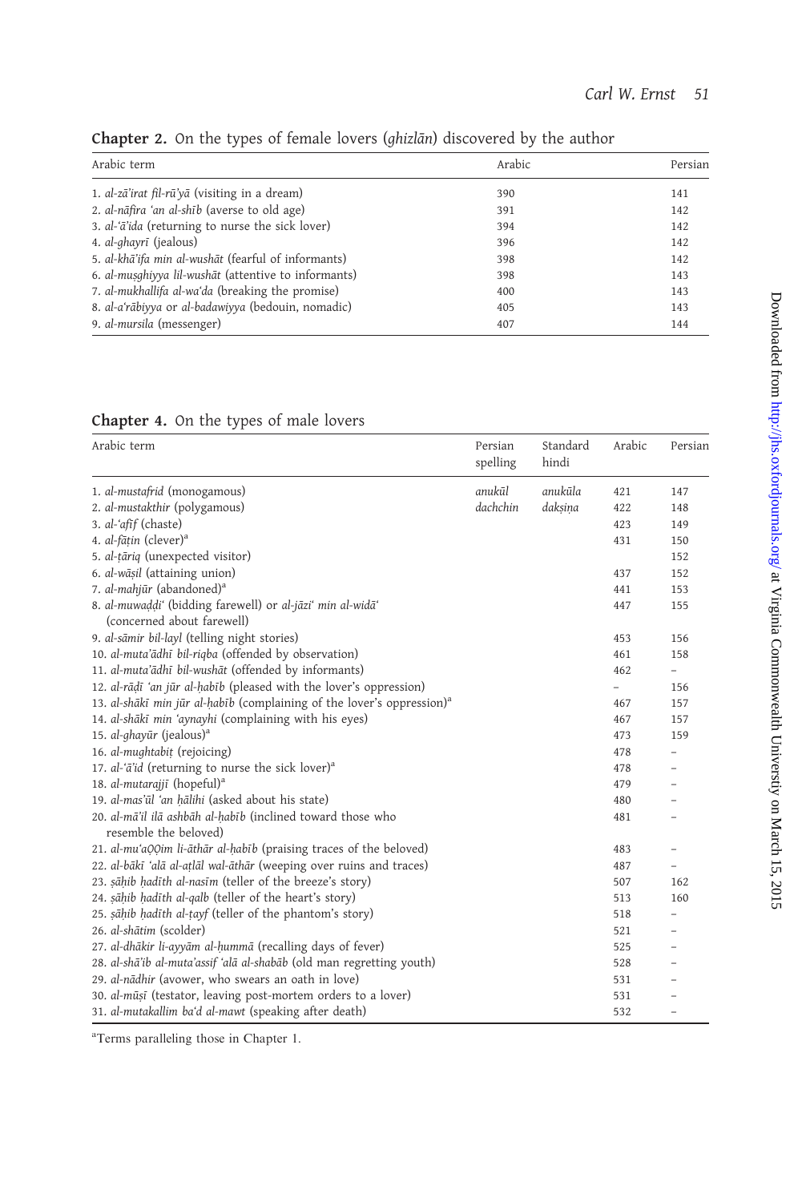**Chapter 2.** On the types of female lovers (*ghizlān*) discovered by the author

| Arabic term | Arabic | Persian |
|---|---|---|
| 1. *al-zā'irat fil-rū'yā* (visiting in a dream) | 390 | 141 |
| 2. *al-nāfira 'an al-shīb* (averse to old age) | 391 | 142 |
| 3. *al-'ā'ida* (returning to nurse the sick lover) | 394 | 142 |
| 4. *al-ghayrī* (jealous) | 396 | 142 |
| 5. *al-khā'ifa min al-wushāt* (fearful of informants) | 398 | 142 |
| 6. *al-muṣghiyya lil-wushāt* (attentive to informants) | 398 | 143 |
| 7. *al-mukhallifa al-wa'da* (breaking the promise) | 400 | 143 |
| 8. *al-a'rābiyya* or *al-badawiyya* (bedouin, nomadic) | 405 | 143 |
| 9. *al-mursila* (messenger) | 407 | 144 |

**Chapter 4.** On the types of male lovers

| Arabic term | Persian spelling | Standard hindi | Arabic | Persian |
|---|---|---|---|---|
| 1. *al-mustafrid* (monogamous) | *anukūl* | *anukūla* | 421 | 147 |
| 2. *al-mustakthir* (polygamous) | *dachchin* | *dakṣiṇa* | 422 | 148 |
| 3. *al-'afīf* (chaste) | | | 423 | 149 |
| 4. *al-fāṭin* (clever)[a] | | | 431 | 150 |
| 5. *al-ṭāriq* (unexpected visitor) | | | | 152 |
| 6. *al-wāṣil* (attaining union) | | | 437 | 152 |
| 7. *al-mahjūr* (abandoned)[a] | | | 441 | 153 |
| 8. *al-muwaḍḍi'* (bidding farewell) or *al-jāzi' min al-widā'* (concerned about farewell) | | | 447 | 155 |
| 9. *al-sāmir bil-layl* (telling night stories) | | | 453 | 156 |
| 10. *al-muta'ādhī bil-riqba* (offended by observation) | | | 461 | 158 |
| 11. *al-muta'ādhī bil-wushāt* (offended by informants) | | | 462 | – |
| 12. *al-rāḍī 'an jūr al-ḥabīb* (pleased with the lover's oppression) | | | – | 156 |
| 13. *al-shākī min jūr al-ḥabīb* (complaining of the lover's oppression)[a] | | | 467 | 157 |
| 14. *al-shākī min 'aynayhi* (complaining with his eyes) | | | 467 | 157 |
| 15. *al-ghayūr* (jealous)[a] | | | 473 | 159 |
| 16. *al-mughtabiṭ* (rejoicing) | | | 478 | – |
| 17. *al-'ā'id* (returning to nurse the sick lover)[a] | | | 478 | – |
| 18. *al-mutarajjī* (hopeful)[a] | | | 479 | – |
| 19. *al-mas'ūl 'an ḥālihi* (asked about his state) | | | 480 | – |
| 20. *al-mā'il ilā ashbāh al-ḥabīb* (inclined toward those who resemble the beloved) | | | 481 | – |
| 21. *al-mu'aẒẒim li-āthār al-ḥabīb* (praising traces of the beloved) | | | 483 | – |
| 22. *al-bākī 'alā al-aṭlāl wal-āthār* (weeping over ruins and traces) | | | 487 | – |
| 23. *ṣāḥib ḥadīth al-nasīm* (teller of the breeze's story) | | | 507 | 162 |
| 24. *ṣāḥib ḥadīth al-qalb* (teller of the heart's story) | | | 513 | 160 |
| 25. *ṣāḥib ḥadīth al-ṭayf* (teller of the phantom's story) | | | 518 | – |
| 26. *al-shātim* (scolder) | | | 521 | – |
| 27. *al-dhākir li-ayyām al-ḥummā* (recalling days of fever) | | | 525 | – |
| 28. *al-shā'ib al-muta'assif 'alā al-shabāb* (old man regretting youth) | | | 528 | – |
| 29. *al-nādhir* (avower, who swears an oath in love) | | | 531 | – |
| 30. *al-mūṣī* (testator, leaving post-mortem orders to a lover) | | | 531 | – |
| 31. *al-mutakallim ba'd al-mawt* (speaking after death) | | | 532 | – |

[a]Terms paralleling those in Chapter 1.